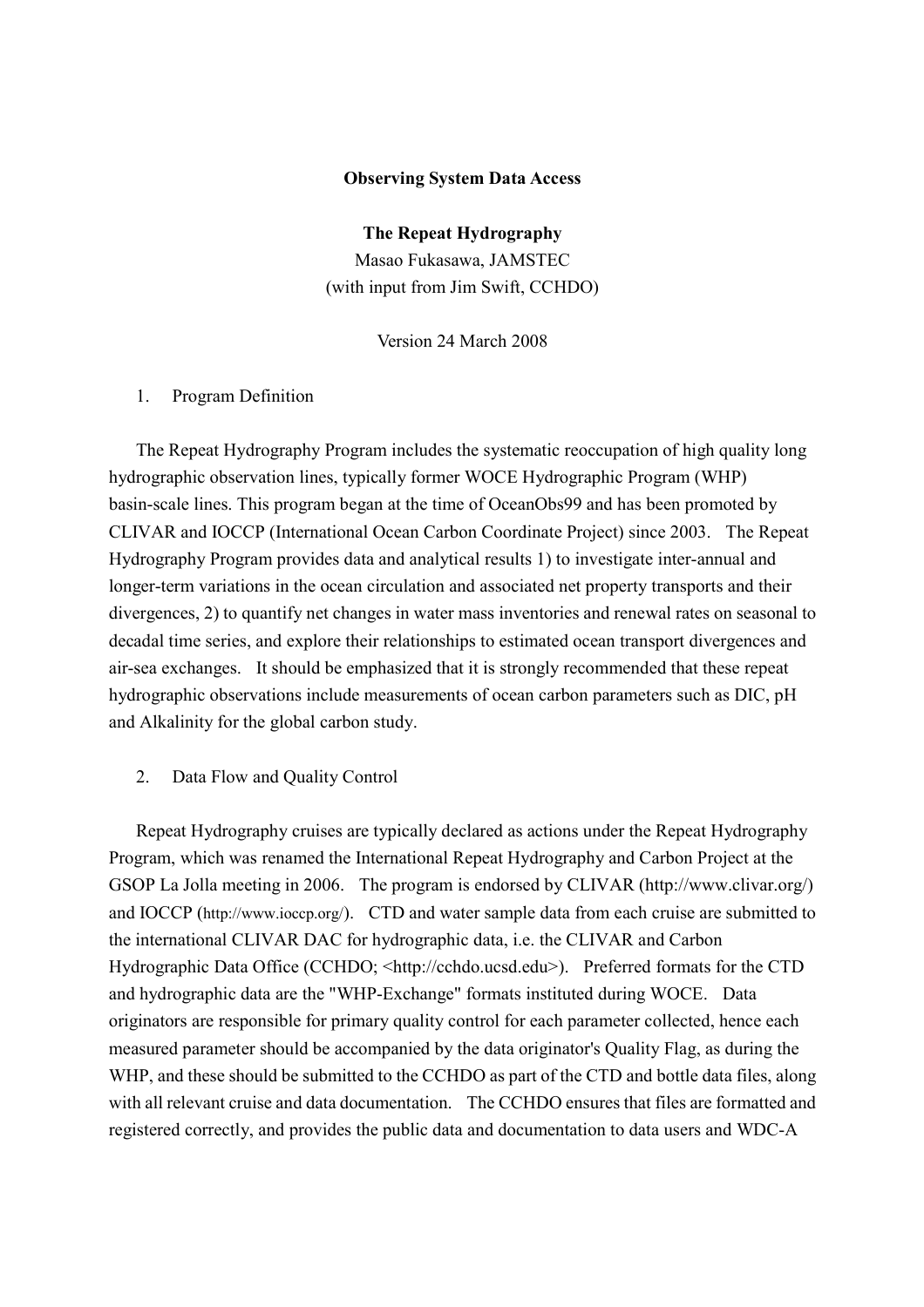**Observing System Data Access**

**The Repeat Hydrography**

Masao Fukasawa, JAMSTEC

(with input from Jim Swift, CCHDO)

Version 24 March 2008

1. Program Definition

The Repeat Hydrography Program includes the systematic reoccupation of high quality long hydrographic observation lines, typically former WOCE Hydrographic Program (WHP) basin-scale lines. This program began at the time of OceanObs99 and has been promoted by CLIVAR and IOCCP (International Ocean Carbon Coordinate Project) since 2003. The Repeat Hydrography Program provides data and analytical results 1) to investigate inter-annual and longer-term variations in the ocean circulation and associated net property transports and their divergences, 2) to quantify net changes in water mass inventories and renewal rates on seasonal to decadal time series, and explore their relationships to estimated ocean transport divergences and air-sea exchanges. It should be emphasized that it is strongly recommended that these repeat hydrographic observations include measurements of ocean carbon parameters such as DIC, pH and Alkalinity for the global carbon study.

2. Data Flow and Quality Control

Repeat Hydrography cruises are typically declared as actions under the Repeat Hydrography Program, which was renamed the International Repeat Hydrography and Carbon Project at the GSOP La Jolla meeting in 2006. The program is endorsed by CLIVAR (http://www.clivar.org/) and IOCCP (http://www.ioccp.org/). CTD and water sample data from each cruise are submitted to the international CLIVAR DAC for hydrographic data, i.e. the CLIVAR and Carbon Hydrographic Data Office (CCHDO; <http://cchdo.ucsd.edu>). Preferred formats for the CTD and hydrographic data are the "WHP-Exchange" formats instituted during WOCE. Data originators are responsible for primary quality control for each parameter collected, hence each measured parameter should be accompanied by the data originator's Quality Flag, as during the WHP, and these should be submitted to the CCHDO as part of the CTD and bottle data files, along with all relevant cruise and data documentation. The CCHDO ensures that files are formatted and registered correctly, and provides the public data and documentation to data users and WDC-A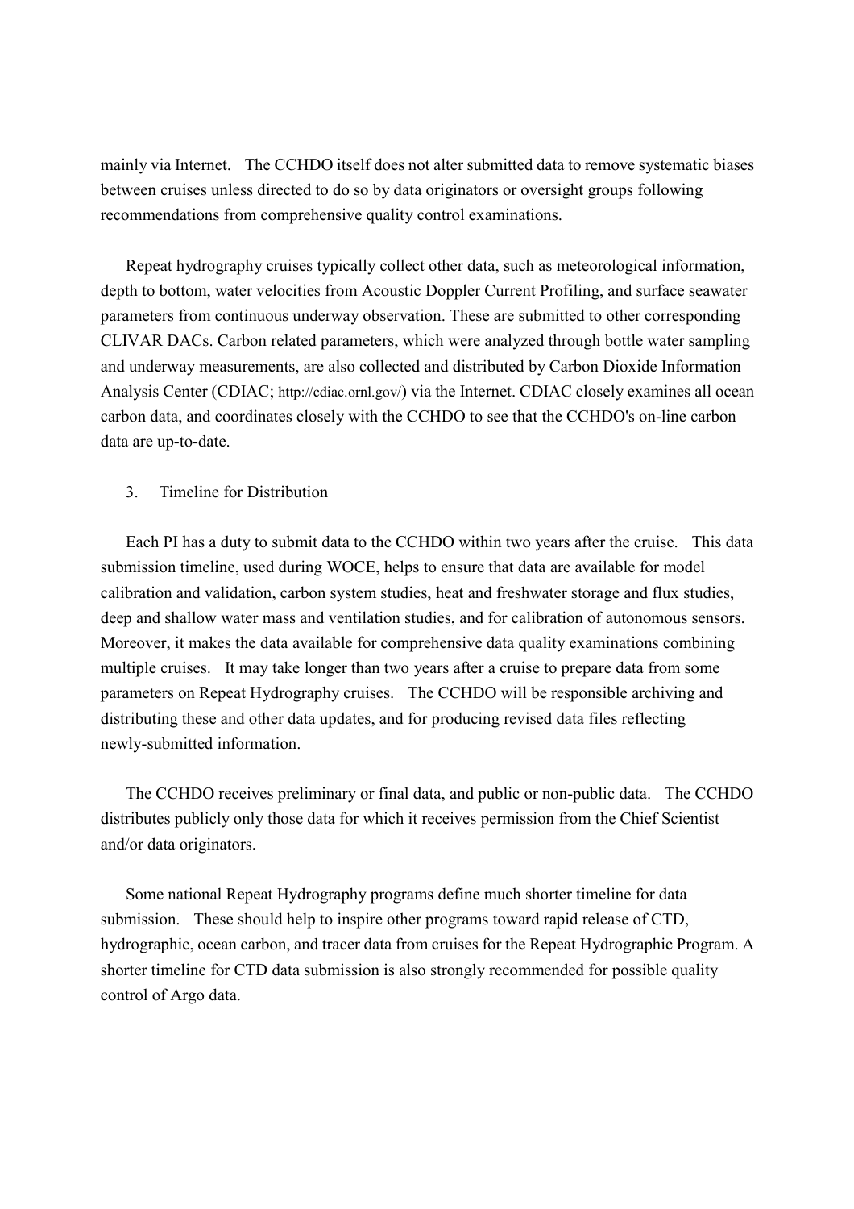mainly via Internet. The CCHDO itself does not alter submitted data to remove systematic biases between cruises unless directed to do so by data originators or oversight groups following recommendations from comprehensive quality control examinations.

Repeat hydrography cruises typically collect other data, such as meteorological information, depth to bottom, water velocities from Acoustic Doppler Current Profiling, and surface seawater parameters from continuous underway observation. These are submitted to other corresponding CLIVAR DACs. Carbon related parameters, which were analyzed through bottle water sampling and underway measurements, are also collected and distributed by Carbon Dioxide Information Analysis Center (CDIAC; http://cdiac.ornl.gov/) via the Internet. CDIAC closely examines all ocean carbon data, and coordinates closely with the CCHDO to see that the CCHDO's on-line carbon data are up-to-date.

## 3. Timeline for Distribution

Each PI has a duty to submit data to the CCHDO within two years after the cruise. This data submission timeline, used during WOCE, helps to ensure that data are available for model calibration and validation, carbon system studies, heat and freshwater storage and flux studies, deep and shallow water mass and ventilation studies, and for calibration of autonomous sensors. Moreover, it makes the data available for comprehensive data quality examinations combining multiple cruises. It may take longer than two years after a cruise to prepare data from some parameters on Repeat Hydrography cruises. The CCHDO will be responsible archiving and distributing these and other data updates, and for producing revised data files reflecting newly-submitted information.

The CCHDO receives preliminary or final data, and public or non-public data. The CCHDO distributes publicly only those data for which it receives permission from the Chief Scientist and/or data originators.

Some national Repeat Hydrography programs define much shorter timeline for data submission. These should help to inspire other programs toward rapid release of CTD, hydrographic, ocean carbon, and tracer data from cruises for the Repeat Hydrographic Program. A shorter timeline for CTD data submission is also strongly recommended for possible quality control of Argo data.